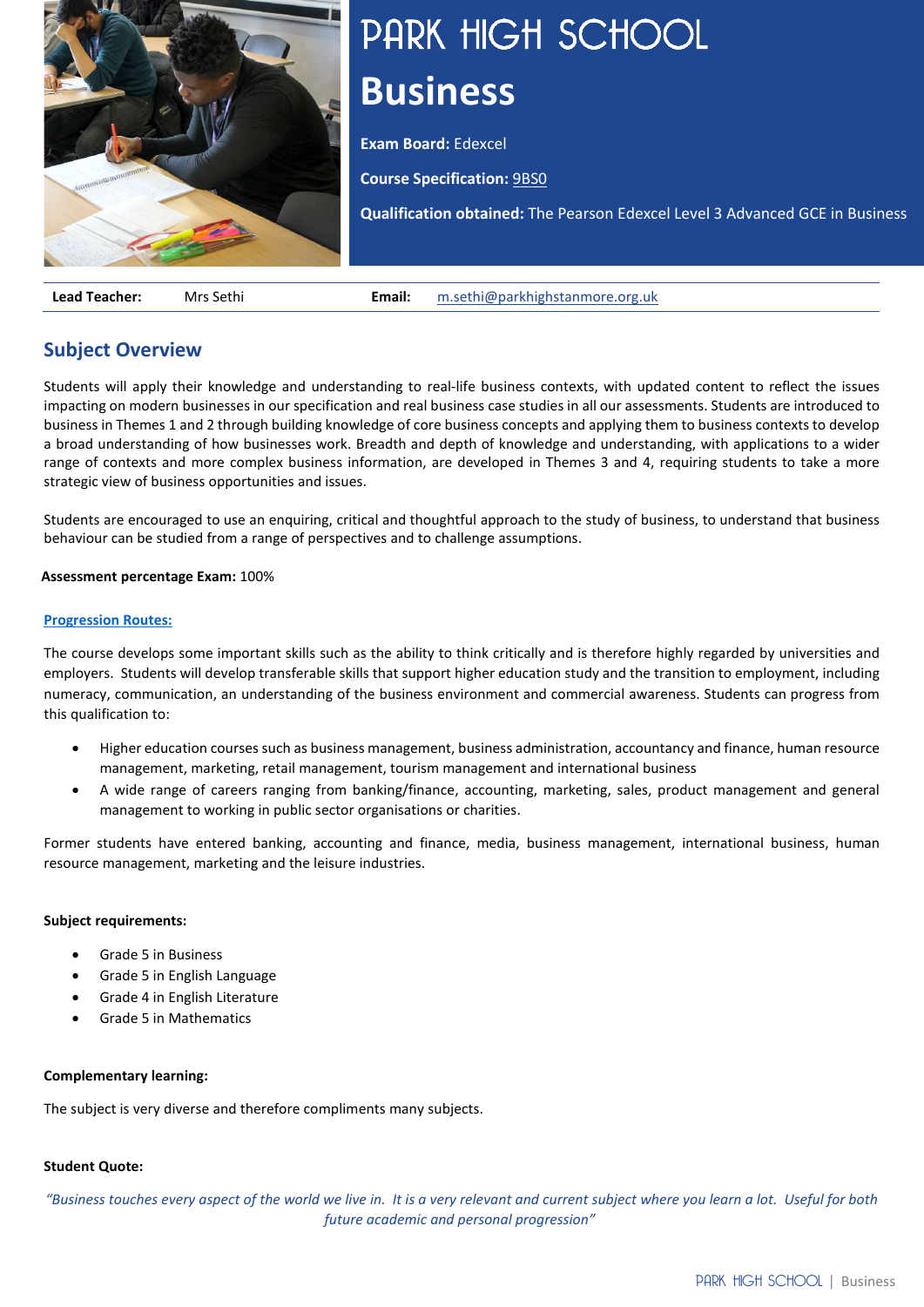# PARK HIGH SCHOOL

# Business

**Exam Board:** Edexcel

**Course Specification:** 9BS0

**Qualification obtained:** The Pearson Edexcel Level 3 Advanced GCE in Business

| **Lead Teacher:** | Mrs Sethi | **Email:** | m.sethi@parkhighstanmore.org.uk |
|---|---|---|---|

## Subject Overview

Students will apply their knowledge and understanding to real-life business contexts, with updated content to reflect the issues impacting on modern businesses in our specification and real business case studies in all our assessments. Students are introduced to business in Themes 1 and 2 through building knowledge of core business concepts and applying them to business contexts to develop a broad understanding of how businesses work. Breadth and depth of knowledge and understanding, with applications to a wider range of contexts and more complex business information, are developed in Themes 3 and 4, requiring students to take a more strategic view of business opportunities and issues.

Students are encouraged to use an enquiring, critical and thoughtful approach to the study of business, to understand that business behaviour can be studied from a range of perspectives and to challenge assumptions.

**Assessment percentage Exam:** 100%

**Progression Routes:**

The course develops some important skills such as the ability to think critically and is therefore highly regarded by universities and employers. Students will develop transferable skills that support higher education study and the transition to employment, including numeracy, communication, an understanding of the business environment and commercial awareness. Students can progress from this qualification to:

- Higher education courses such as business management, business administration, accountancy and finance, human resource management, marketing, retail management, tourism management and international business
- A wide range of careers ranging from banking/finance, accounting, marketing, sales, product management and general management to working in public sector organisations or charities.

Former students have entered banking, accounting and finance, media, business management, international business, human resource management, marketing and the leisure industries.

**Subject requirements:**

- Grade 5 in Business
- Grade 5 in English Language
- Grade 4 in English Literature
- Grade 5 in Mathematics

**Complementary learning:**

The subject is very diverse and therefore compliments many subjects.

**Student Quote:**

*"Business touches every aspect of the world we live in. It is a very relevant and current subject where you learn a lot. Useful for both future academic and personal progression"*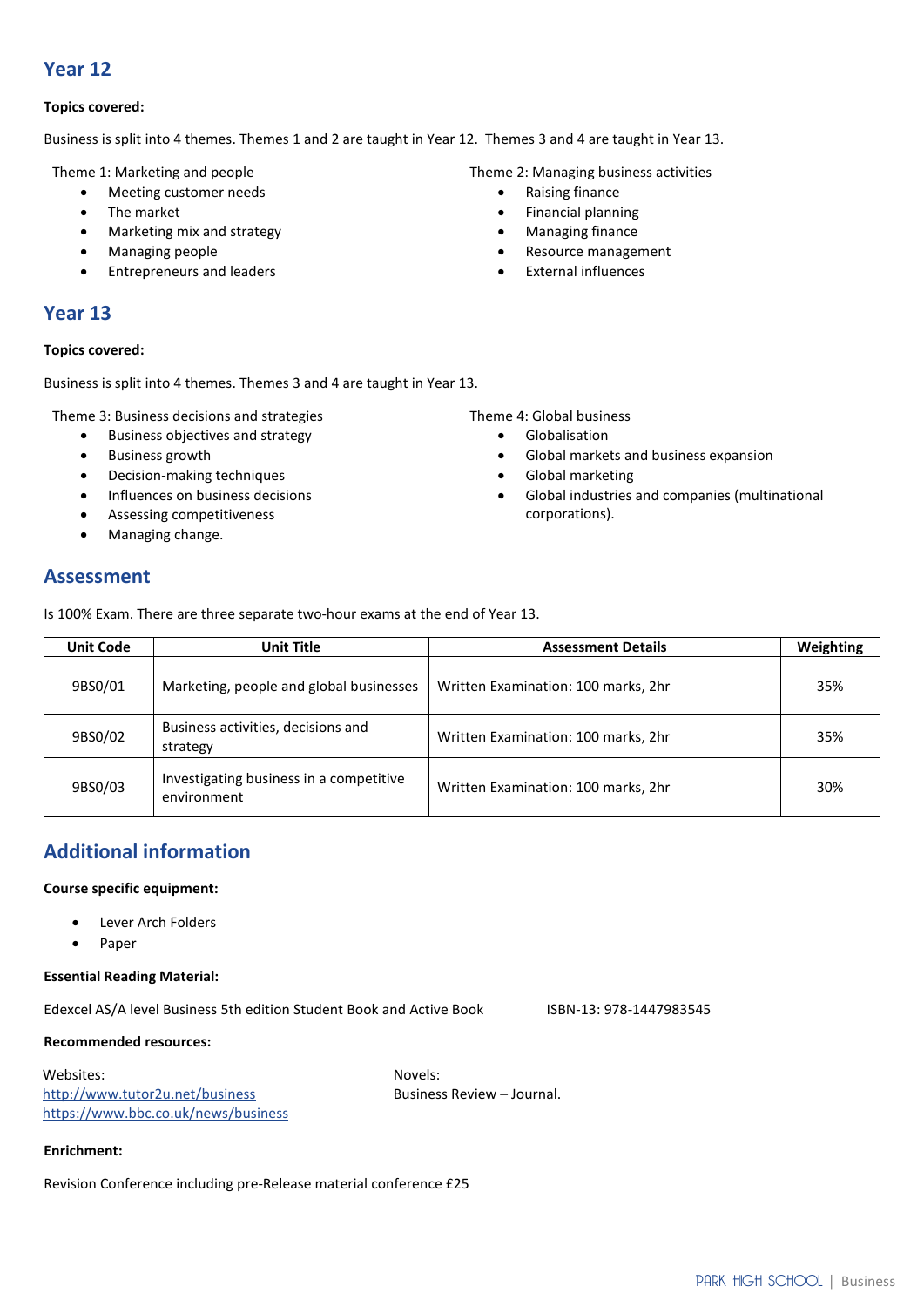## Year 12

**Topics covered:**

Business is split into 4 themes. Themes 1 and 2 are taught in Year 12. Themes 3 and 4 are taught in Year 13.

Theme 1: Marketing and people

- Meeting customer needs
- The market
- Marketing mix and strategy
- Managing people
- Entrepreneurs and leaders

Theme 2: Managing business activities

- Raising finance
- Financial planning
- Managing finance
- Resource management
- External influences

## Year 13

**Topics covered:**

Business is split into 4 themes. Themes 3 and 4 are taught in Year 13.

Theme 3: Business decisions and strategies

- Business objectives and strategy
- Business growth
- Decision-making techniques
- Influences on business decisions
- Assessing competitiveness
- Managing change.

Theme 4: Global business

- Globalisation
- Global markets and business expansion
- Global marketing
- Global industries and companies (multinational corporations).

## Assessment

Is 100% Exam. There are three separate two-hour exams at the end of Year 13.

| Unit Code | Unit Title | Assessment Details | Weighting |
|---|---|---|---|
| 9BS0/01 | Marketing, people and global businesses | Written Examination: 100 marks, 2hr | 35% |
| 9BS0/02 | Business activities, decisions and strategy | Written Examination: 100 marks, 2hr | 35% |
| 9BS0/03 | Investigating business in a competitive environment | Written Examination: 100 marks, 2hr | 30% |

## Additional information

**Course specific equipment:**

- Lever Arch Folders
- Paper

**Essential Reading Material:**

Edexcel AS/A level Business 5th edition Student Book and Active Book ISBN-13: 978-1447983545

**Recommended resources:**

Websites:
http://www.tutor2u.net/business
https://www.bbc.co.uk/news/business

Novels:
Business Review – Journal.

**Enrichment:**

Revision Conference including pre-Release material conference £25